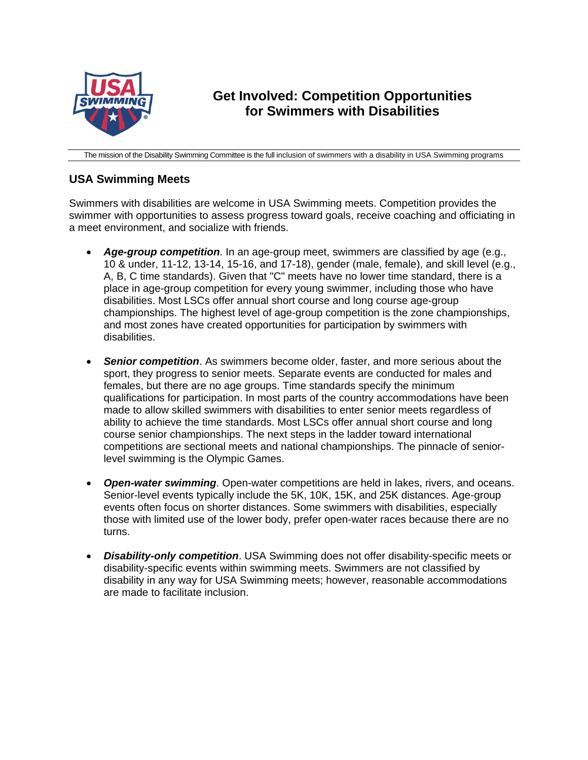# Get Involved: Competition Opportunities for Swimmers with Disabilities

The mission of the Disability Swimming Committee is the full inclusion of swimmers with a disability in USA Swimming programs

## USA Swimming Meets

Swimmers with disabilities are welcome in USA Swimming meets. Competition provides the swimmer with opportunities to assess progress toward goals, receive coaching and officiating in a meet environment, and socialize with friends.

- ***Age-group competition***. In an age-group meet, swimmers are classified by age (e.g., 10 & under, 11-12, 13-14, 15-16, and 17-18), gender (male, female), and skill level (e.g., A, B, C time standards). Given that "C" meets have no lower time standard, there is a place in age-group competition for every young swimmer, including those who have disabilities. Most LSCs offer annual short course and long course age-group championships. The highest level of age-group competition is the zone championships, and most zones have created opportunities for participation by swimmers with disabilities.

- ***Senior competition***. As swimmers become older, faster, and more serious about the sport, they progress to senior meets. Separate events are conducted for males and females, but there are no age groups. Time standards specify the minimum qualifications for participation. In most parts of the country accommodations have been made to allow skilled swimmers with disabilities to enter senior meets regardless of ability to achieve the time standards. Most LSCs offer annual short course and long course senior championships. The next steps in the ladder toward international competitions are sectional meets and national championships. The pinnacle of senior-level swimming is the Olympic Games.

- ***Open-water swimming***. Open-water competitions are held in lakes, rivers, and oceans. Senior-level events typically include the 5K, 10K, 15K, and 25K distances. Age-group events often focus on shorter distances. Some swimmers with disabilities, especially those with limited use of the lower body, prefer open-water races because there are no turns.

- ***Disability-only competition***. USA Swimming does not offer disability-specific meets or disability-specific events within swimming meets. Swimmers are not classified by disability in any way for USA Swimming meets; however, reasonable accommodations are made to facilitate inclusion.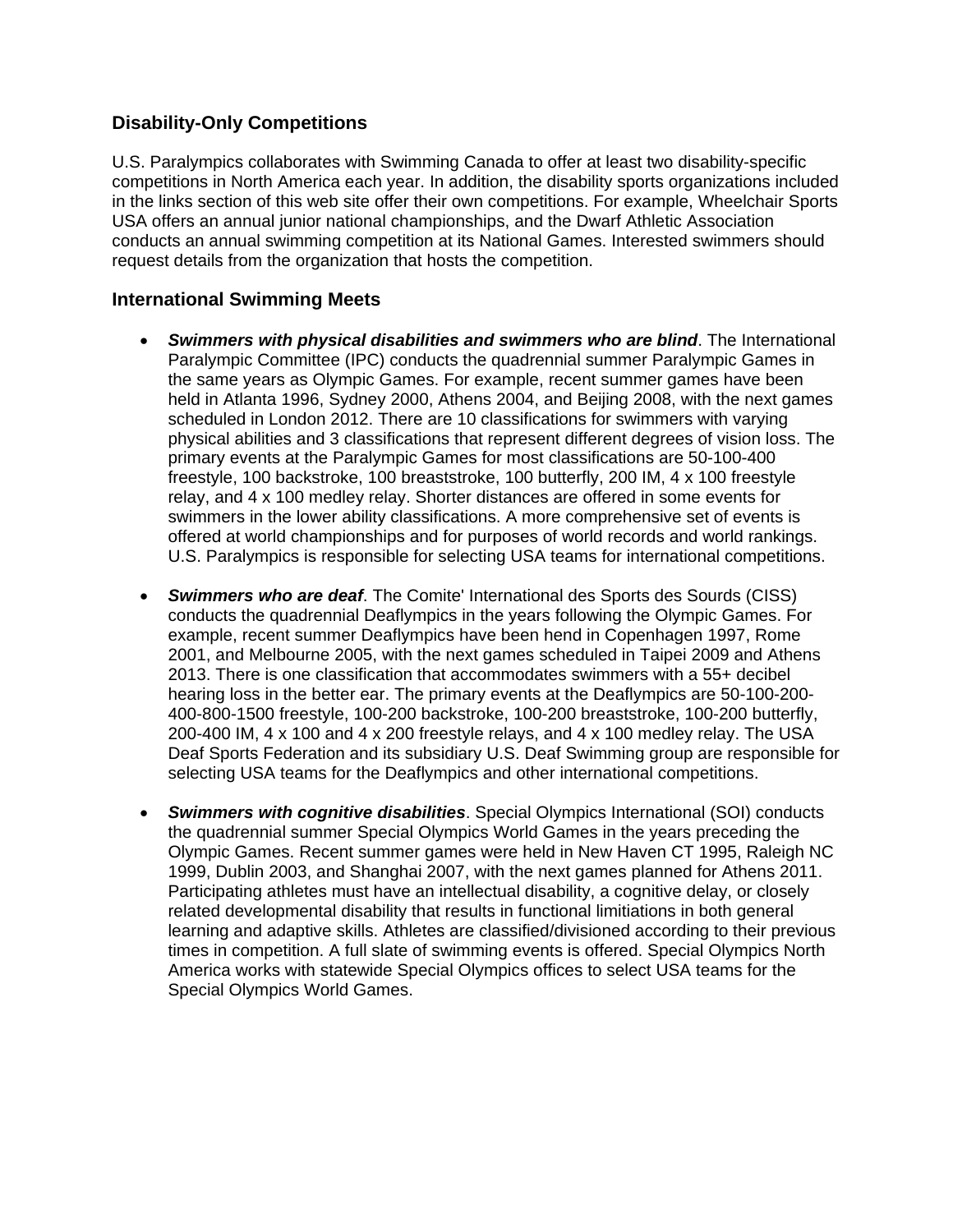## Disability-Only Competitions

U.S. Paralympics collaborates with Swimming Canada to offer at least two disability-specific competitions in North America each year. In addition, the disability sports organizations included in the links section of this web site offer their own competitions. For example, Wheelchair Sports USA offers an annual junior national championships, and the Dwarf Athletic Association conducts an annual swimming competition at its National Games. Interested swimmers should request details from the organization that hosts the competition.

## International Swimming Meets

- ***Swimmers with physical disabilities and swimmers who are blind***. The International Paralympic Committee (IPC) conducts the quadrennial summer Paralympic Games in the same years as Olympic Games. For example, recent summer games have been held in Atlanta 1996, Sydney 2000, Athens 2004, and Beijing 2008, with the next games scheduled in London 2012. There are 10 classifications for swimmers with varying physical abilities and 3 classifications that represent different degrees of vision loss. The primary events at the Paralympic Games for most classifications are 50-100-400 freestyle, 100 backstroke, 100 breaststroke, 100 butterfly, 200 IM, 4 x 100 freestyle relay, and 4 x 100 medley relay. Shorter distances are offered in some events for swimmers in the lower ability classifications. A more comprehensive set of events is offered at world championships and for purposes of world records and world rankings. U.S. Paralympics is responsible for selecting USA teams for international competitions.

- ***Swimmers who are deaf***. The Comite' International des Sports des Sourds (CISS) conducts the quadrennial Deaflympics in the years following the Olympic Games. For example, recent summer Deaflympics have been hend in Copenhagen 1997, Rome 2001, and Melbourne 2005, with the next games scheduled in Taipei 2009 and Athens 2013. There is one classification that accommodates swimmers with a 55+ decibel hearing loss in the better ear. The primary events at the Deaflympics are 50-100-200-400-800-1500 freestyle, 100-200 backstroke, 100-200 breaststroke, 100-200 butterfly, 200-400 IM, 4 x 100 and 4 x 200 freestyle relays, and 4 x 100 medley relay. The USA Deaf Sports Federation and its subsidiary U.S. Deaf Swimming group are responsible for selecting USA teams for the Deaflympics and other international competitions.

- ***Swimmers with cognitive disabilities***. Special Olympics International (SOI) conducts the quadrennial summer Special Olympics World Games in the years preceding the Olympic Games. Recent summer games were held in New Haven CT 1995, Raleigh NC 1999, Dublin 2003, and Shanghai 2007, with the next games planned for Athens 2011. Participating athletes must have an intellectual disability, a cognitive delay, or closely related developmental disability that results in functional limitiations in both general learning and adaptive skills. Athletes are classified/divisioned according to their previous times in competition. A full slate of swimming events is offered. Special Olympics North America works with statewide Special Olympics offices to select USA teams for the Special Olympics World Games.